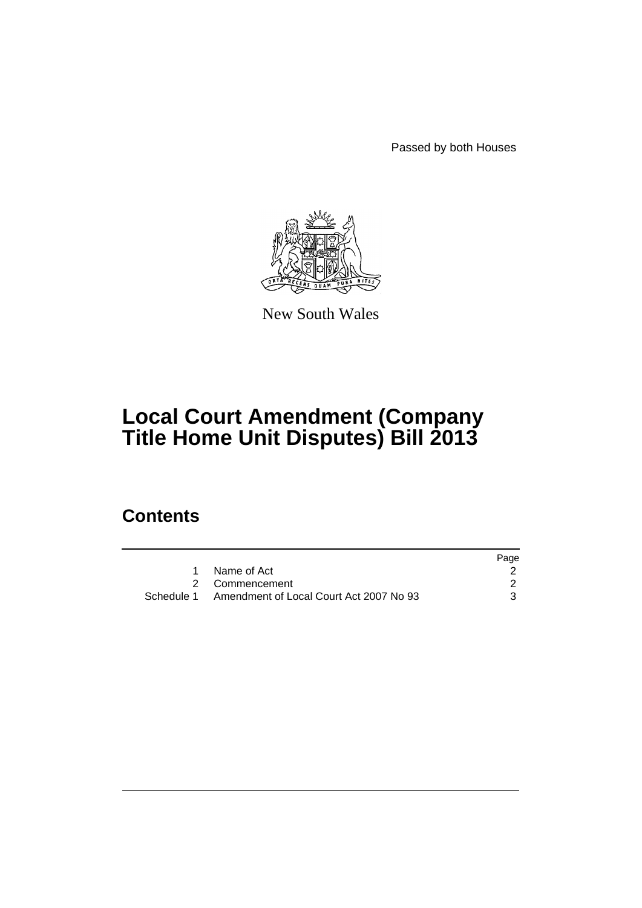Passed by both Houses

New South Wales

# Local Court Amendment (Company Title Home Unit Disputes) Bill 2013

## Contents

| | | Page |
|---|---|---|
| 1 | Name of Act | 2 |
| 2 | Commencement | 2 |
| Schedule 1 | Amendment of Local Court Act 2007 No 93 | 3 |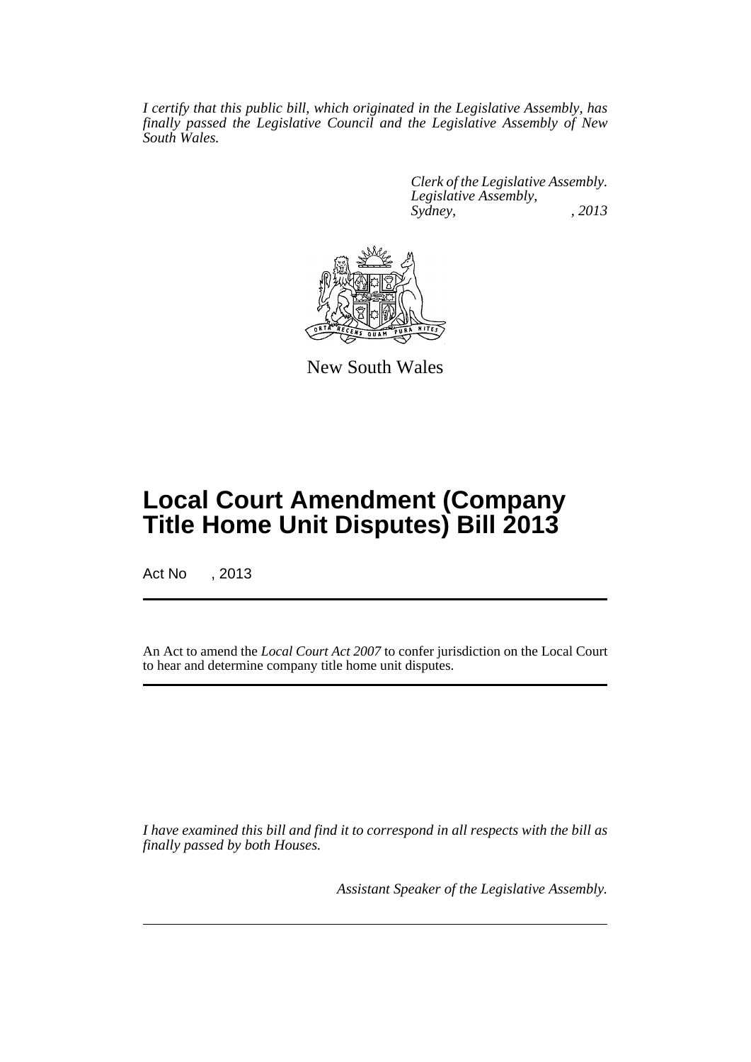*I certify that this public bill, which originated in the Legislative Assembly, has finally passed the Legislative Council and the Legislative Assembly of New South Wales.*

*Clerk of the Legislative Assembly.*
*Legislative Assembly,*
*Sydney, , 2013*

New South Wales

# Local Court Amendment (Company Title Home Unit Disputes) Bill 2013

Act No , 2013

An Act to amend the *Local Court Act 2007* to confer jurisdiction on the Local Court to hear and determine company title home unit disputes.

*I have examined this bill and find it to correspond in all respects with the bill as finally passed by both Houses.*

*Assistant Speaker of the Legislative Assembly.*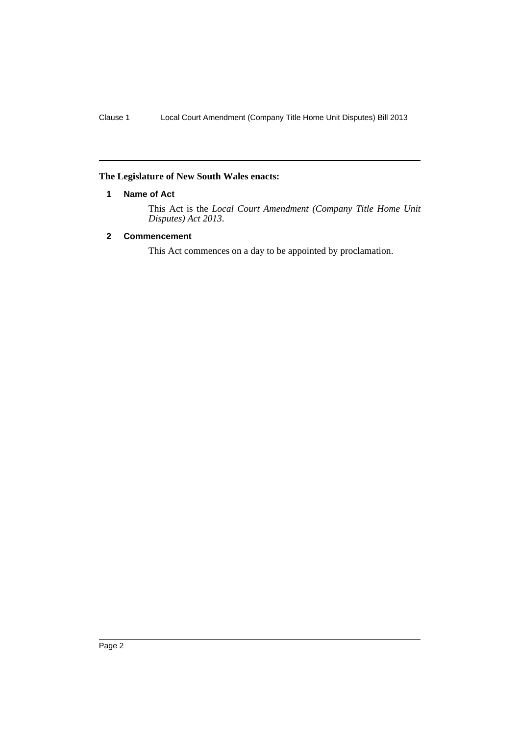**The Legislature of New South Wales enacts:**

## 1 Name of Act

This Act is the *Local Court Amendment (Company Title Home Unit Disputes) Act 2013*.

## 2 Commencement

This Act commences on a day to be appointed by proclamation.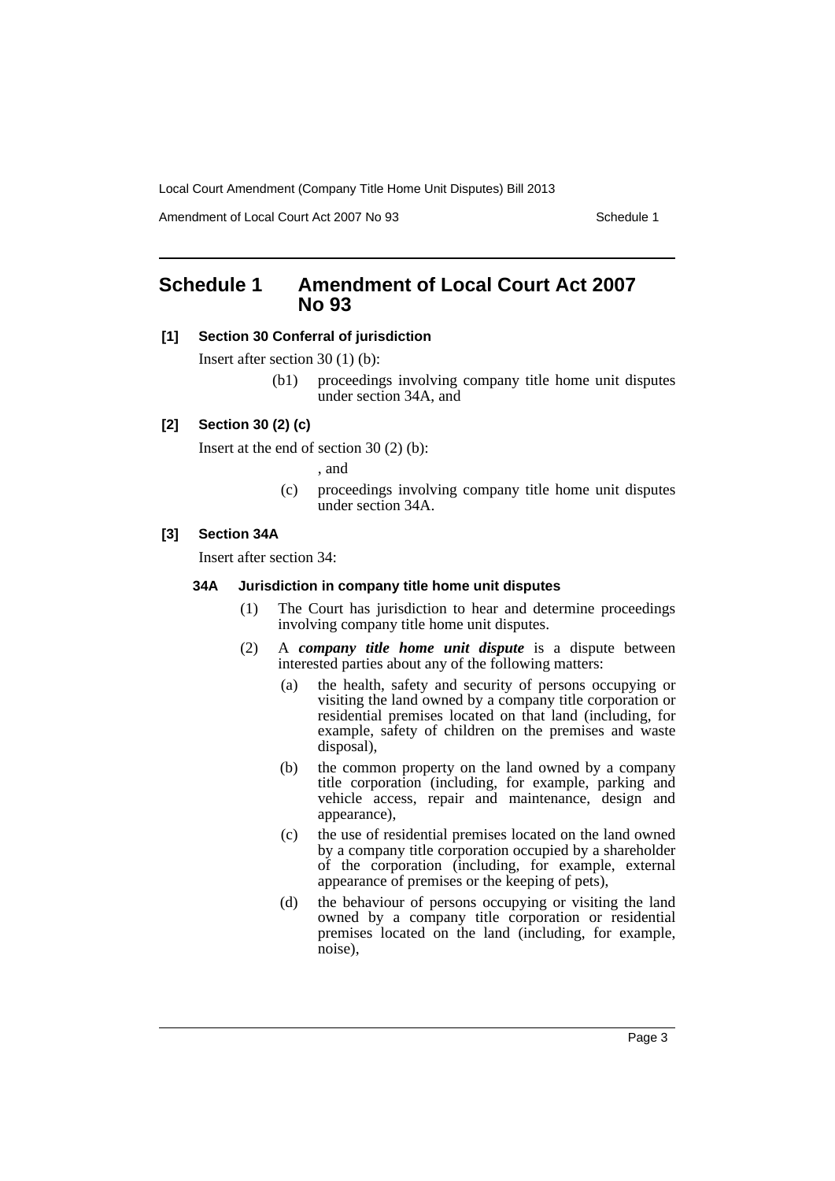# Schedule 1 Amendment of Local Court Act 2007 No 93

**[1] Section 30 Conferral of jurisdiction**

Insert after section 30 (1) (b):

(b1) proceedings involving company title home unit disputes under section 34A, and

**[2] Section 30 (2) (c)**

Insert at the end of section 30 (2) (b):

, and

(c) proceedings involving company title home unit disputes under section 34A.

**[3] Section 34A**

Insert after section 34:

**34A Jurisdiction in company title home unit disputes**

(1) The Court has jurisdiction to hear and determine proceedings involving company title home unit disputes.

(2) A ***company title home unit dispute*** is a dispute between interested parties about any of the following matters:

(a) the health, safety and security of persons occupying or visiting the land owned by a company title corporation or residential premises located on that land (including, for example, safety of children on the premises and waste disposal),

(b) the common property on the land owned by a company title corporation (including, for example, parking and vehicle access, repair and maintenance, design and appearance),

(c) the use of residential premises located on the land owned by a company title corporation occupied by a shareholder of the corporation (including, for example, external appearance of premises or the keeping of pets),

(d) the behaviour of persons occupying or visiting the land owned by a company title corporation or residential premises located on the land (including, for example, noise),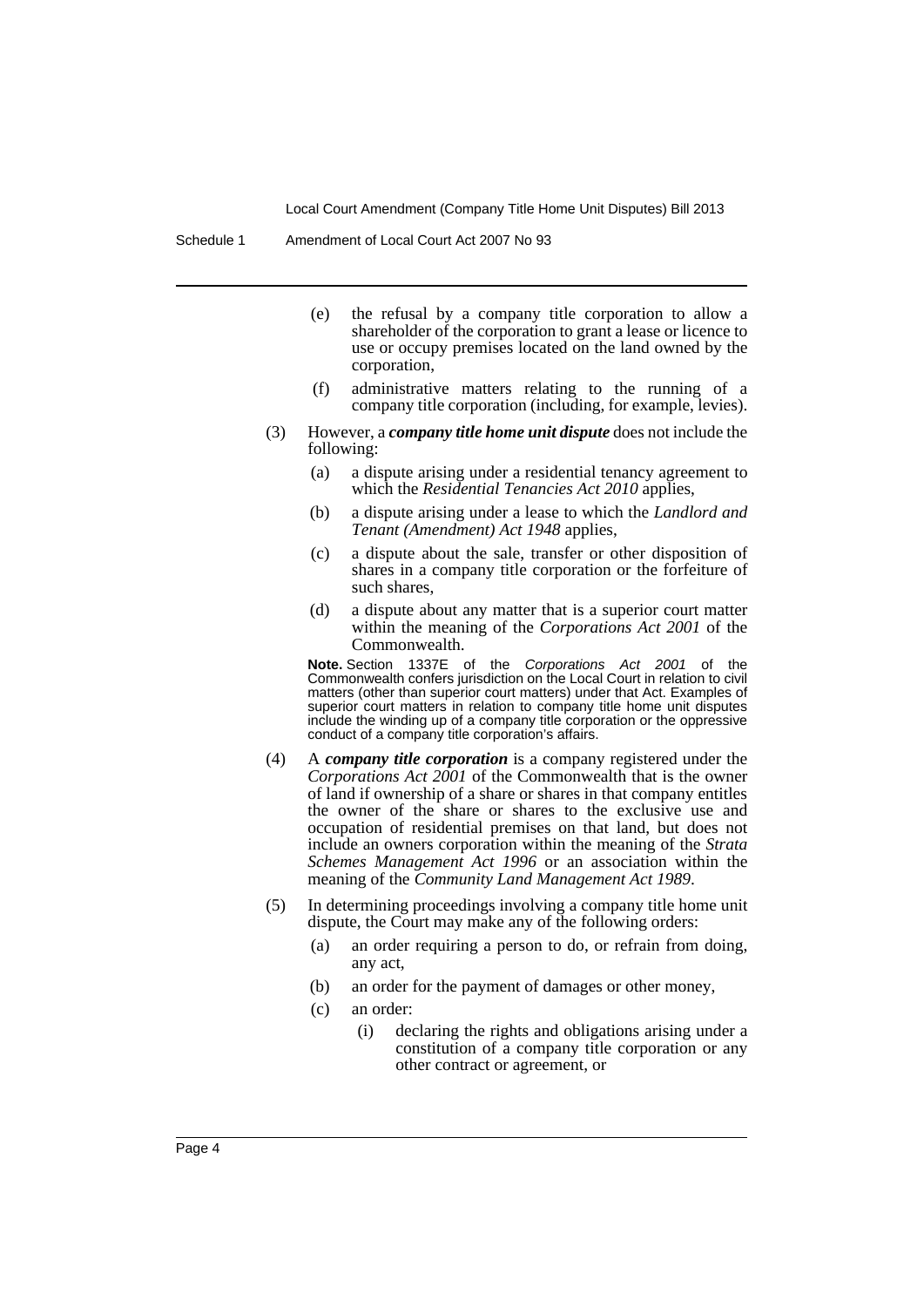(e) the refusal by a company title corporation to allow a shareholder of the corporation to grant a lease or licence to use or occupy premises located on the land owned by the corporation,

(f) administrative matters relating to the running of a company title corporation (including, for example, levies).

(3) However, a ***company title home unit dispute*** does not include the following:

(a) a dispute arising under a residential tenancy agreement to which the *Residential Tenancies Act 2010* applies,

(b) a dispute arising under a lease to which the *Landlord and Tenant (Amendment) Act 1948* applies,

(c) a dispute about the sale, transfer or other disposition of shares in a company title corporation or the forfeiture of such shares,

(d) a dispute about any matter that is a superior court matter within the meaning of the *Corporations Act 2001* of the Commonwealth.

**Note.** Section 1337E of the *Corporations Act 2001* of the Commonwealth confers jurisdiction on the Local Court in relation to civil matters (other than superior court matters) under that Act. Examples of superior court matters in relation to company title home unit disputes include the winding up of a company title corporation or the oppressive conduct of a company title corporation's affairs.

(4) A ***company title corporation*** is a company registered under the *Corporations Act 2001* of the Commonwealth that is the owner of land if ownership of a share or shares in that company entitles the owner of the share or shares to the exclusive use and occupation of residential premises on that land, but does not include an owners corporation within the meaning of the *Strata Schemes Management Act 1996* or an association within the meaning of the *Community Land Management Act 1989*.

(5) In determining proceedings involving a company title home unit dispute, the Court may make any of the following orders:

(a) an order requiring a person to do, or refrain from doing, any act,

(b) an order for the payment of damages or other money,

(c) an order:

(i) declaring the rights and obligations arising under a constitution of a company title corporation or any other contract or agreement, or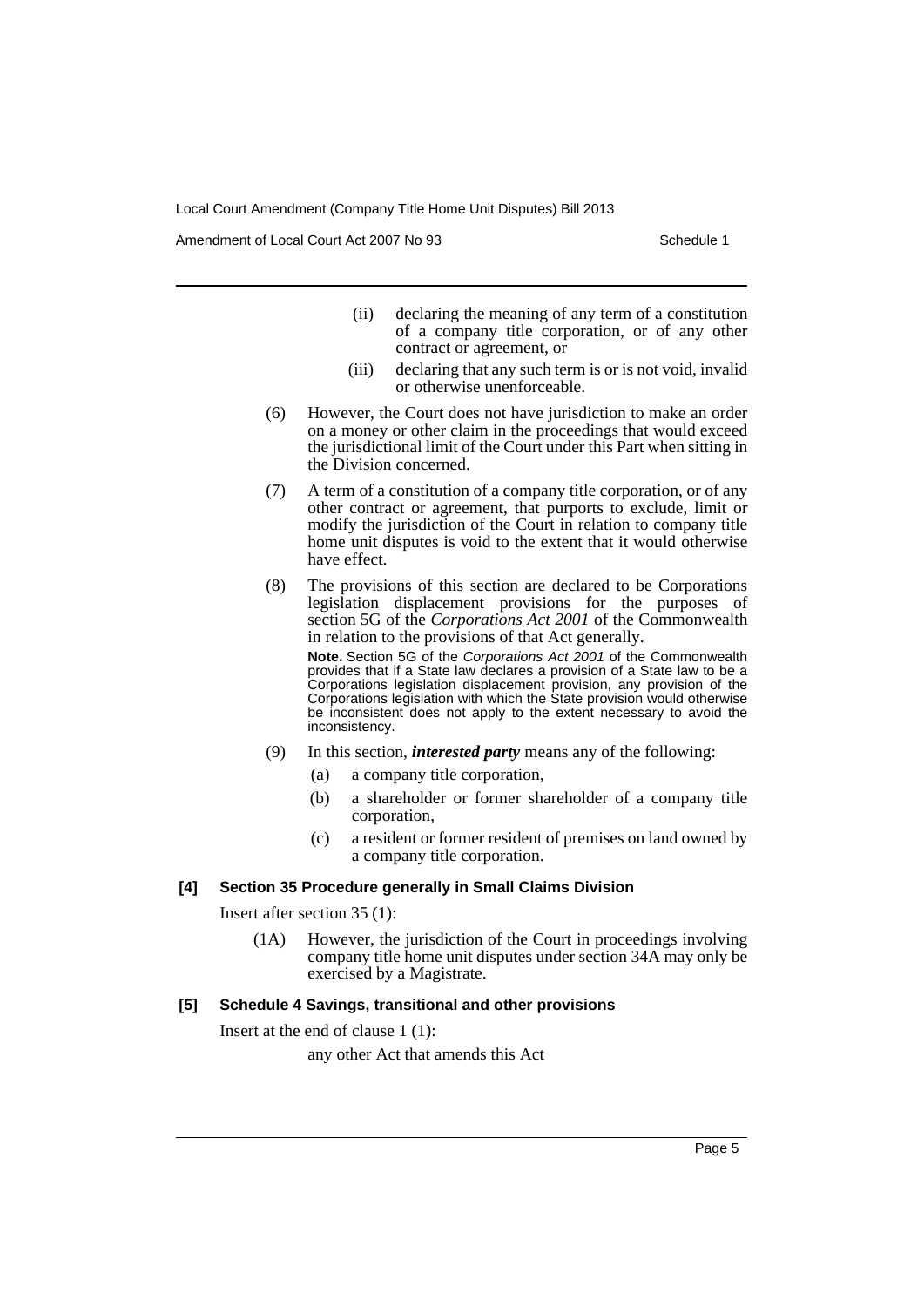(ii) declaring the meaning of any term of a constitution of a company title corporation, or of any other contract or agreement, or

(iii) declaring that any such term is or is not void, invalid or otherwise unenforceable.

(6) However, the Court does not have jurisdiction to make an order on a money or other claim in the proceedings that would exceed the jurisdictional limit of the Court under this Part when sitting in the Division concerned.

(7) A term of a constitution of a company title corporation, or of any other contract or agreement, that purports to exclude, limit or modify the jurisdiction of the Court in relation to company title home unit disputes is void to the extent that it would otherwise have effect.

(8) The provisions of this section are declared to be Corporations legislation displacement provisions for the purposes of section 5G of the *Corporations Act 2001* of the Commonwealth in relation to the provisions of that Act generally.

**Note.** Section 5G of the *Corporations Act 2001* of the Commonwealth provides that if a State law declares a provision of a State law to be a Corporations legislation displacement provision, any provision of the Corporations legislation with which the State provision would otherwise be inconsistent does not apply to the extent necessary to avoid the inconsistency.

(9) In this section, ***interested party*** means any of the following:

(a) a company title corporation,

(b) a shareholder or former shareholder of a company title corporation,

(c) a resident or former resident of premises on land owned by a company title corporation.

**[4] Section 35 Procedure generally in Small Claims Division**

Insert after section 35 (1):

(1A) However, the jurisdiction of the Court in proceedings involving company title home unit disputes under section 34A may only be exercised by a Magistrate.

**[5] Schedule 4 Savings, transitional and other provisions**

Insert at the end of clause 1 (1):

any other Act that amends this Act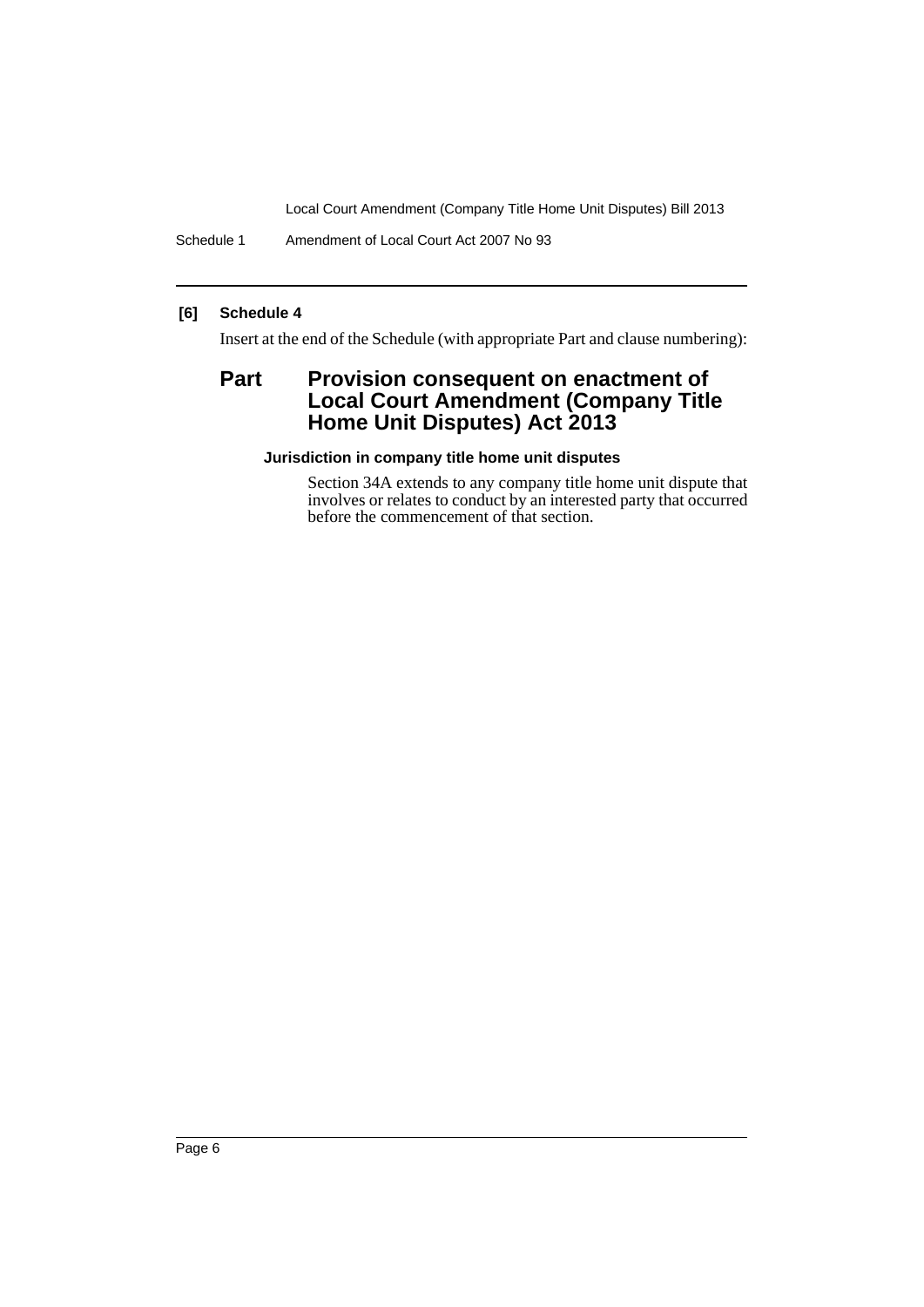**[6] Schedule 4**

Insert at the end of the Schedule (with appropriate Part and clause numbering):

## Part Provision consequent on enactment of Local Court Amendment (Company Title Home Unit Disputes) Act 2013

**Jurisdiction in company title home unit disputes**

Section 34A extends to any company title home unit dispute that involves or relates to conduct by an interested party that occurred before the commencement of that section.